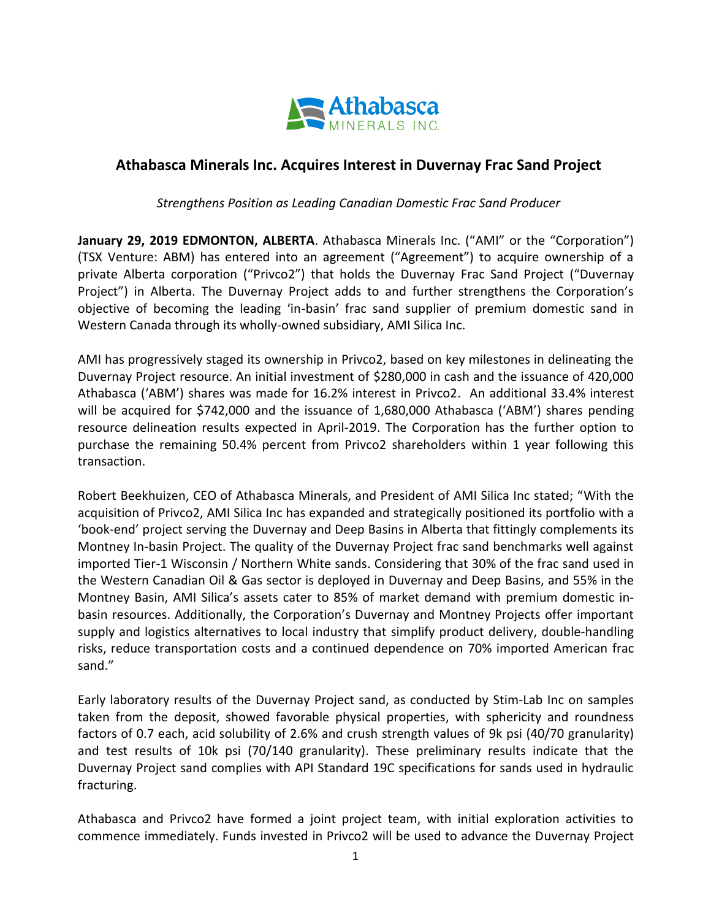# Athabasca Minerals Inc. Acquires Interest in Duvernay Frac Sand Project

*Strengthens Position as Leading Canadian Domestic Frac Sand Producer*

**January 29, 2019 EDMONTON, ALBERTA**. Athabasca Minerals Inc. ("AMI" or the "Corporation") (TSX Venture: ABM) has entered into an agreement ("Agreement") to acquire ownership of a private Alberta corporation ("Privco2") that holds the Duvernay Frac Sand Project ("Duvernay Project") in Alberta. The Duvernay Project adds to and further strengthens the Corporation's objective of becoming the leading 'in-basin' frac sand supplier of premium domestic sand in Western Canada through its wholly-owned subsidiary, AMI Silica Inc.

AMI has progressively staged its ownership in Privco2, based on key milestones in delineating the Duvernay Project resource. An initial investment of $280,000 in cash and the issuance of 420,000 Athabasca ('ABM') shares was made for 16.2% interest in Privco2. An additional 33.4% interest will be acquired for $742,000 and the issuance of 1,680,000 Athabasca ('ABM') shares pending resource delineation results expected in April-2019. The Corporation has the further option to purchase the remaining 50.4% percent from Privco2 shareholders within 1 year following this transaction.

Robert Beekhuizen, CEO of Athabasca Minerals, and President of AMI Silica Inc stated; "With the acquisition of Privco2, AMI Silica Inc has expanded and strategically positioned its portfolio with a 'book-end' project serving the Duvernay and Deep Basins in Alberta that fittingly complements its Montney In-basin Project. The quality of the Duvernay Project frac sand benchmarks well against imported Tier-1 Wisconsin / Northern White sands. Considering that 30% of the frac sand used in the Western Canadian Oil & Gas sector is deployed in Duvernay and Deep Basins, and 55% in the Montney Basin, AMI Silica's assets cater to 85% of market demand with premium domestic in-basin resources. Additionally, the Corporation's Duvernay and Montney Projects offer important supply and logistics alternatives to local industry that simplify product delivery, double-handling risks, reduce transportation costs and a continued dependence on 70% imported American frac sand."

Early laboratory results of the Duvernay Project sand, as conducted by Stim-Lab Inc on samples taken from the deposit, showed favorable physical properties, with sphericity and roundness factors of 0.7 each, acid solubility of 2.6% and crush strength values of 9k psi (40/70 granularity) and test results of 10k psi (70/140 granularity). These preliminary results indicate that the Duvernay Project sand complies with API Standard 19C specifications for sands used in hydraulic fracturing.

Athabasca and Privco2 have formed a joint project team, with initial exploration activities to commence immediately. Funds invested in Privco2 will be used to advance the Duvernay Project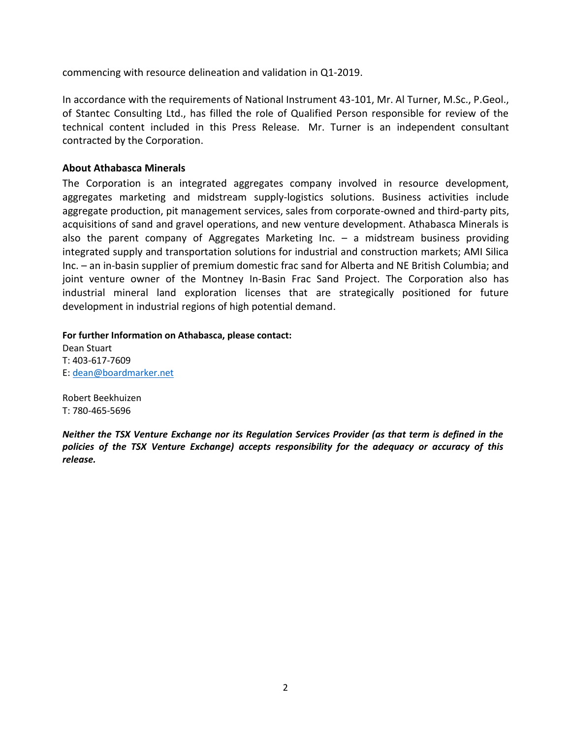commencing with resource delineation and validation in Q1-2019.

In accordance with the requirements of National Instrument 43-101, Mr. Al Turner, M.Sc., P.Geol., of Stantec Consulting Ltd., has filled the role of Qualified Person responsible for review of the technical content included in this Press Release. Mr. Turner is an independent consultant contracted by the Corporation.

**About Athabasca Minerals**

The Corporation is an integrated aggregates company involved in resource development, aggregates marketing and midstream supply-logistics solutions. Business activities include aggregate production, pit management services, sales from corporate-owned and third-party pits, acquisitions of sand and gravel operations, and new venture development. Athabasca Minerals is also the parent company of Aggregates Marketing Inc. – a midstream business providing integrated supply and transportation solutions for industrial and construction markets; AMI Silica Inc. – an in-basin supplier of premium domestic frac sand for Alberta and NE British Columbia; and joint venture owner of the Montney In-Basin Frac Sand Project. The Corporation also has industrial mineral land exploration licenses that are strategically positioned for future development in industrial regions of high potential demand.

**For further Information on Athabasca, please contact:**

Dean Stuart
T: 403-617-7609
E: dean@boardmarker.net

Robert Beekhuizen
T: 780-465-5696

***Neither the TSX Venture Exchange nor its Regulation Services Provider (as that term is defined in the policies of the TSX Venture Exchange) accepts responsibility for the adequacy or accuracy of this release.***